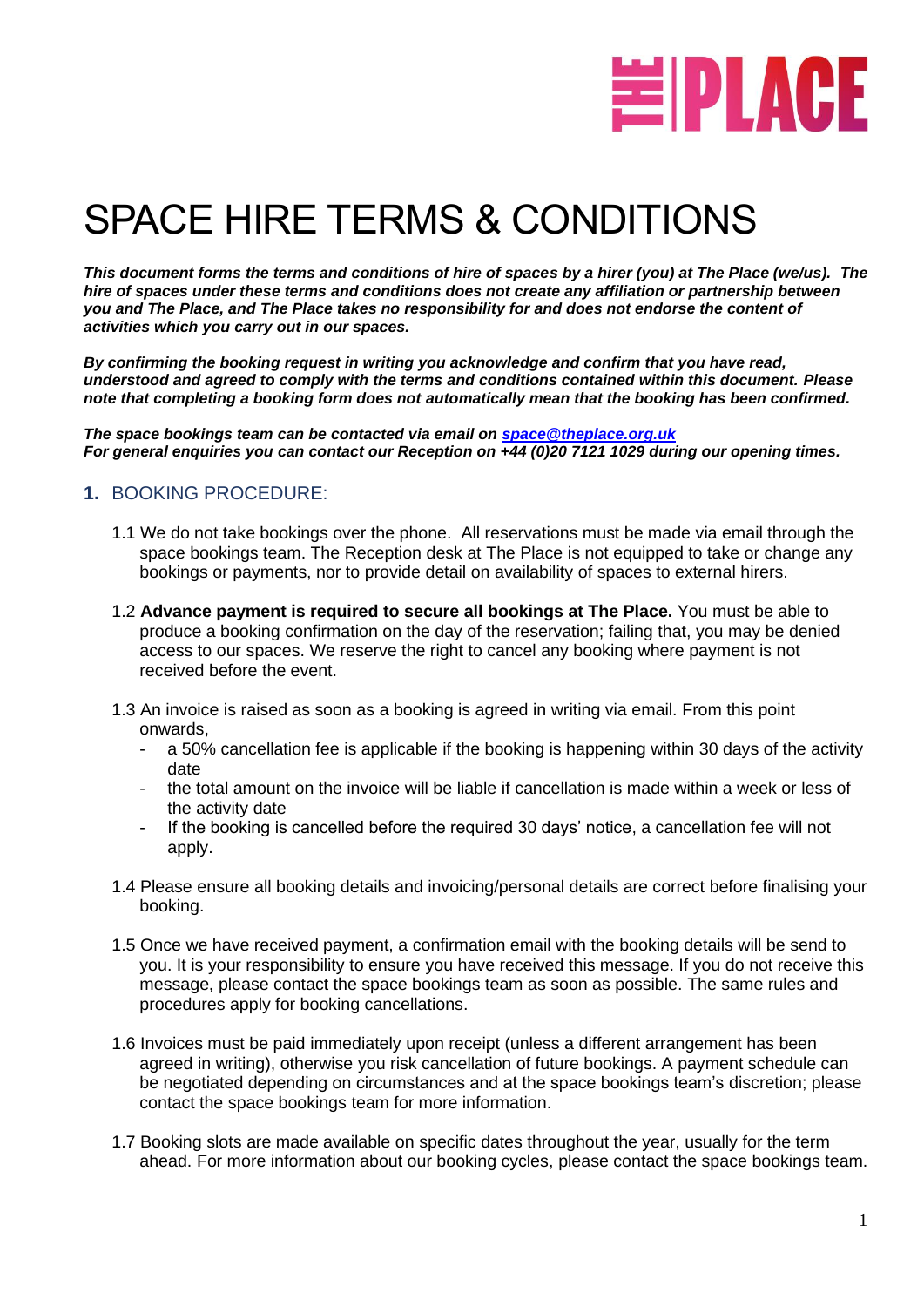# SPACE HIRE TERMS & CONDITIONS

***This document forms the terms and conditions of hire of spaces by a hirer (you) at The Place (we/us). The hire of spaces under these terms and conditions does not create any affiliation or partnership between you and The Place, and The Place takes no responsibility for and does not endorse the content of activities which you carry out in our spaces.***

***By confirming the booking request in writing you acknowledge and confirm that you have read, understood and agreed to comply with the terms and conditions contained within this document. Please note that completing a booking form does not automatically mean that the booking has been confirmed.***

***The space bookings team can be contacted via email on space@theplace.org.uk***
***For general enquiries you can contact our Reception on +44 (0)20 7121 1029 during our opening times.***

## 1. BOOKING PROCEDURE:

1.1 We do not take bookings over the phone. All reservations must be made via email through the space bookings team. The Reception desk at The Place is not equipped to take or change any bookings or payments, nor to provide detail on availability of spaces to external hirers.

1.2 **Advance payment is required to secure all bookings at The Place.** You must be able to produce a booking confirmation on the day of the reservation; failing that, you may be denied access to our spaces. We reserve the right to cancel any booking where payment is not received before the event.

1.3 An invoice is raised as soon as a booking is agreed in writing via email. From this point onwards,

- a 50% cancellation fee is applicable if the booking is happening within 30 days of the activity date
- the total amount on the invoice will be liable if cancellation is made within a week or less of the activity date
- If the booking is cancelled before the required 30 days' notice, a cancellation fee will not apply.

1.4 Please ensure all booking details and invoicing/personal details are correct before finalising your booking.

1.5 Once we have received payment, a confirmation email with the booking details will be send to you. It is your responsibility to ensure you have received this message. If you do not receive this message, please contact the space bookings team as soon as possible. The same rules and procedures apply for booking cancellations.

1.6 Invoices must be paid immediately upon receipt (unless a different arrangement has been agreed in writing), otherwise you risk cancellation of future bookings. A payment schedule can be negotiated depending on circumstances and at the space bookings team's discretion; please contact the space bookings team for more information.

1.7 Booking slots are made available on specific dates throughout the year, usually for the term ahead. For more information about our booking cycles, please contact the space bookings team.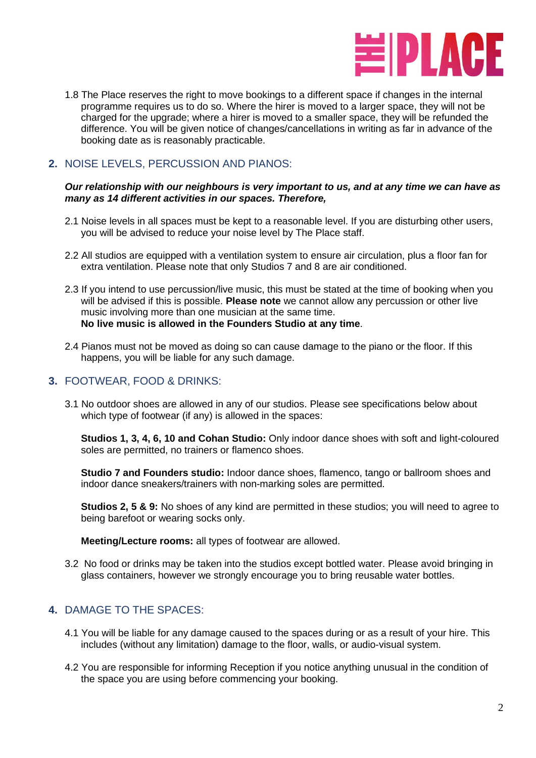1.8 The Place reserves the right to move bookings to a different space if changes in the internal programme requires us to do so. Where the hirer is moved to a larger space, they will not be charged for the upgrade; where a hirer is moved to a smaller space, they will be refunded the difference. You will be given notice of changes/cancellations in writing as far in advance of the booking date as is reasonably practicable.

## 2. NOISE LEVELS, PERCUSSION AND PIANOS:

***Our relationship with our neighbours is very important to us, and at any time we can have as many as 14 different activities in our spaces. Therefore,***

2.1 Noise levels in all spaces must be kept to a reasonable level. If you are disturbing other users, you will be advised to reduce your noise level by The Place staff.

2.2 All studios are equipped with a ventilation system to ensure air circulation, plus a floor fan for extra ventilation. Please note that only Studios 7 and 8 are air conditioned.

2.3 If you intend to use percussion/live music, this must be stated at the time of booking when you will be advised if this is possible. **Please note** we cannot allow any percussion or other live music involving more than one musician at the same time.
**No live music is allowed in the Founders Studio at any time**.

2.4 Pianos must not be moved as doing so can cause damage to the piano or the floor. If this happens, you will be liable for any such damage.

## 3. FOOTWEAR, FOOD & DRINKS:

3.1 No outdoor shoes are allowed in any of our studios. Please see specifications below about which type of footwear (if any) is allowed in the spaces:

**Studios 1, 3, 4, 6, 10 and Cohan Studio:** Only indoor dance shoes with soft and light-coloured soles are permitted, no trainers or flamenco shoes.

**Studio 7 and Founders studio:** Indoor dance shoes, flamenco, tango or ballroom shoes and indoor dance sneakers/trainers with non-marking soles are permitted.

**Studios 2, 5 & 9:** No shoes of any kind are permitted in these studios; you will need to agree to being barefoot or wearing socks only.

**Meeting/Lecture rooms:** all types of footwear are allowed.

3.2 No food or drinks may be taken into the studios except bottled water. Please avoid bringing in glass containers, however we strongly encourage you to bring reusable water bottles.

## 4. DAMAGE TO THE SPACES:

4.1 You will be liable for any damage caused to the spaces during or as a result of your hire. This includes (without any limitation) damage to the floor, walls, or audio-visual system.

4.2 You are responsible for informing Reception if you notice anything unusual in the condition of the space you are using before commencing your booking.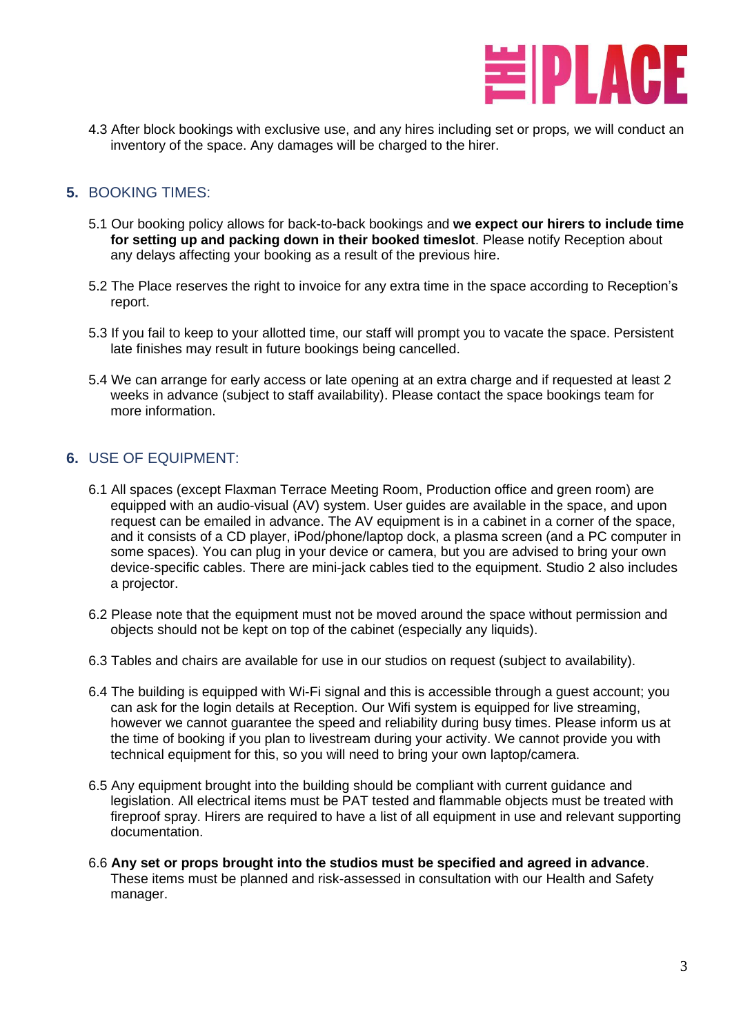4.3 After block bookings with exclusive use, and any hires including set or props, we will conduct an inventory of the space. Any damages will be charged to the hirer.

## 5. BOOKING TIMES:

5.1 Our booking policy allows for back-to-back bookings and **we expect our hirers to include time for setting up and packing down in their booked timeslot**. Please notify Reception about any delays affecting your booking as a result of the previous hire.

5.2 The Place reserves the right to invoice for any extra time in the space according to Reception's report.

5.3 If you fail to keep to your allotted time, our staff will prompt you to vacate the space. Persistent late finishes may result in future bookings being cancelled.

5.4 We can arrange for early access or late opening at an extra charge and if requested at least 2 weeks in advance (subject to staff availability). Please contact the space bookings team for more information.

## 6. USE OF EQUIPMENT:

6.1 All spaces (except Flaxman Terrace Meeting Room, Production office and green room) are equipped with an audio-visual (AV) system. User guides are available in the space, and upon request can be emailed in advance. The AV equipment is in a cabinet in a corner of the space, and it consists of a CD player, iPod/phone/laptop dock, a plasma screen (and a PC computer in some spaces). You can plug in your device or camera, but you are advised to bring your own device-specific cables. There are mini-jack cables tied to the equipment. Studio 2 also includes a projector.

6.2 Please note that the equipment must not be moved around the space without permission and objects should not be kept on top of the cabinet (especially any liquids).

6.3 Tables and chairs are available for use in our studios on request (subject to availability).

6.4 The building is equipped with Wi-Fi signal and this is accessible through a guest account; you can ask for the login details at Reception. Our Wifi system is equipped for live streaming, however we cannot guarantee the speed and reliability during busy times. Please inform us at the time of booking if you plan to livestream during your activity. We cannot provide you with technical equipment for this, so you will need to bring your own laptop/camera.

6.5 Any equipment brought into the building should be compliant with current guidance and legislation. All electrical items must be PAT tested and flammable objects must be treated with fireproof spray. Hirers are required to have a list of all equipment in use and relevant supporting documentation.

6.6 **Any set or props brought into the studios must be specified and agreed in advance**. These items must be planned and risk-assessed in consultation with our Health and Safety manager.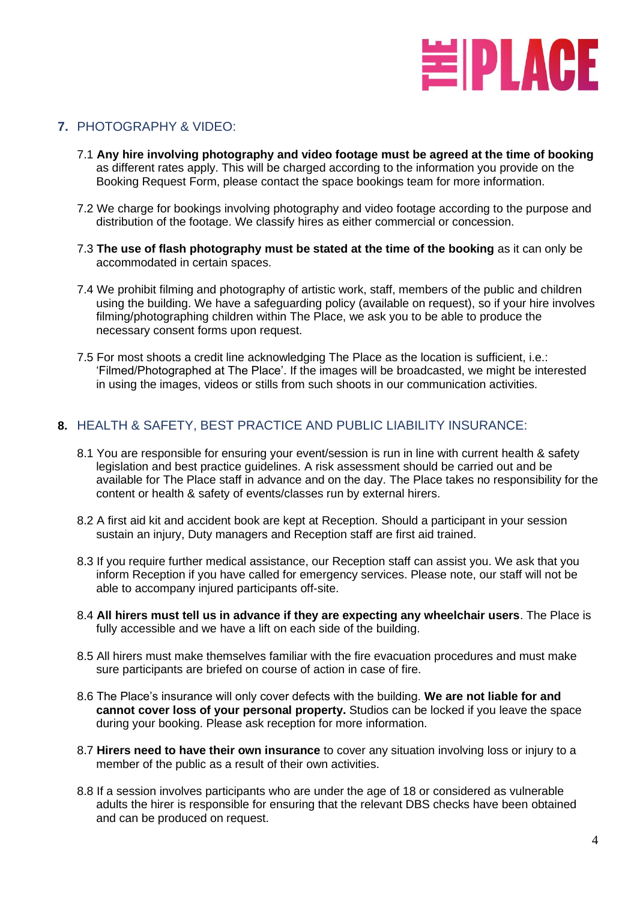## 7. PHOTOGRAPHY & VIDEO:

7.1 **Any hire involving photography and video footage must be agreed at the time of booking** as different rates apply. This will be charged according to the information you provide on the Booking Request Form, please contact the space bookings team for more information.

7.2 We charge for bookings involving photography and video footage according to the purpose and distribution of the footage. We classify hires as either commercial or concession.

7.3 **The use of flash photography must be stated at the time of the booking** as it can only be accommodated in certain spaces.

7.4 We prohibit filming and photography of artistic work, staff, members of the public and children using the building. We have a safeguarding policy (available on request), so if your hire involves filming/photographing children within The Place, we ask you to be able to produce the necessary consent forms upon request.

7.5 For most shoots a credit line acknowledging The Place as the location is sufficient, i.e.: 'Filmed/Photographed at The Place'. If the images will be broadcasted, we might be interested in using the images, videos or stills from such shoots in our communication activities.

## 8. HEALTH & SAFETY, BEST PRACTICE AND PUBLIC LIABILITY INSURANCE:

8.1 You are responsible for ensuring your event/session is run in line with current health & safety legislation and best practice guidelines. A risk assessment should be carried out and be available for The Place staff in advance and on the day. The Place takes no responsibility for the content or health & safety of events/classes run by external hirers.

8.2 A first aid kit and accident book are kept at Reception. Should a participant in your session sustain an injury, Duty managers and Reception staff are first aid trained.

8.3 If you require further medical assistance, our Reception staff can assist you. We ask that you inform Reception if you have called for emergency services. Please note, our staff will not be able to accompany injured participants off-site.

8.4 **All hirers must tell us in advance if they are expecting any wheelchair users**. The Place is fully accessible and we have a lift on each side of the building.

8.5 All hirers must make themselves familiar with the fire evacuation procedures and must make sure participants are briefed on course of action in case of fire.

8.6 The Place's insurance will only cover defects with the building. **We are not liable for and cannot cover loss of your personal property.** Studios can be locked if you leave the space during your booking. Please ask reception for more information.

8.7 **Hirers need to have their own insurance** to cover any situation involving loss or injury to a member of the public as a result of their own activities.

8.8 If a session involves participants who are under the age of 18 or considered as vulnerable adults the hirer is responsible for ensuring that the relevant DBS checks have been obtained and can be produced on request.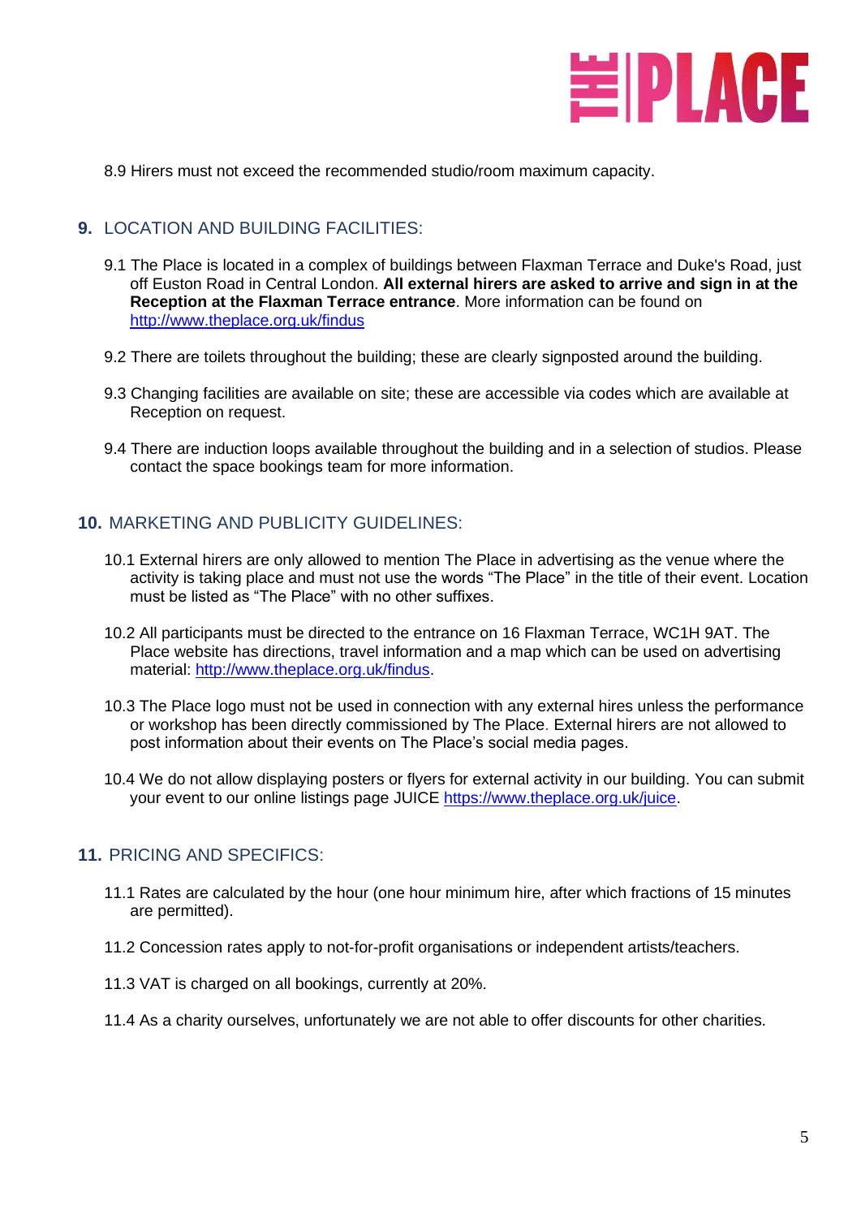8.9 Hirers must not exceed the recommended studio/room maximum capacity.

## 9. LOCATION AND BUILDING FACILITIES:

9.1 The Place is located in a complex of buildings between Flaxman Terrace and Duke's Road, just off Euston Road in Central London. **All external hirers are asked to arrive and sign in at the Reception at the Flaxman Terrace entrance**. More information can be found on http://www.theplace.org.uk/findus

9.2 There are toilets throughout the building; these are clearly signposted around the building.

9.3 Changing facilities are available on site; these are accessible via codes which are available at Reception on request.

9.4 There are induction loops available throughout the building and in a selection of studios. Please contact the space bookings team for more information.

## 10. MARKETING AND PUBLICITY GUIDELINES:

10.1 External hirers are only allowed to mention The Place in advertising as the venue where the activity is taking place and must not use the words "The Place" in the title of their event. Location must be listed as "The Place" with no other suffixes.

10.2 All participants must be directed to the entrance on 16 Flaxman Terrace, WC1H 9AT. The Place website has directions, travel information and a map which can be used on advertising material: http://www.theplace.org.uk/findus.

10.3 The Place logo must not be used in connection with any external hires unless the performance or workshop has been directly commissioned by The Place. External hirers are not allowed to post information about their events on The Place's social media pages.

10.4 We do not allow displaying posters or flyers for external activity in our building. You can submit your event to our online listings page JUICE https://www.theplace.org.uk/juice.

## 11. PRICING AND SPECIFICS:

11.1 Rates are calculated by the hour (one hour minimum hire, after which fractions of 15 minutes are permitted).

11.2 Concession rates apply to not-for-profit organisations or independent artists/teachers.

11.3 VAT is charged on all bookings, currently at 20%.

11.4 As a charity ourselves, unfortunately we are not able to offer discounts for other charities.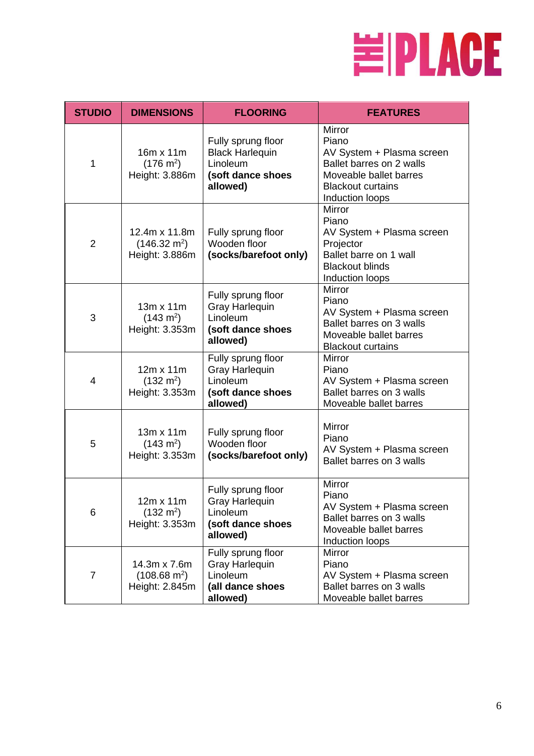| STUDIO | DIMENSIONS | FLOORING | FEATURES |
|---|---|---|---|
| 1 | 16m x 11m<br>(176 $m^2$)<br>Height: 3.886m | Fully sprung floor<br>Black Harlequin Linoleum<br>**(soft dance shoes allowed)** | Mirror<br>Piano<br>AV System + Plasma screen<br>Ballet barres on 2 walls<br>Moveable ballet barres<br>Blackout curtains<br>Induction loops |
| 2 | 12.4m x 11.8m<br>(146.32 $m^2$)<br>Height: 3.886m | Fully sprung floor<br>Wooden floor<br>**(socks/barefoot only)** | Mirror<br>Piano<br>AV System + Plasma screen<br>Projector<br>Ballet barre on 1 wall<br>Blackout blinds<br>Induction loops |
| 3 | 13m x 11m<br>(143 $m^2$)<br>Height: 3.353m | Fully sprung floor<br>Gray Harlequin Linoleum<br>**(soft dance shoes allowed)** | Mirror<br>Piano<br>AV System + Plasma screen<br>Ballet barres on 3 walls<br>Moveable ballet barres<br>Blackout curtains |
| 4 | 12m x 11m<br>(132 $m^2$)<br>Height: 3.353m | Fully sprung floor<br>Gray Harlequin Linoleum<br>**(soft dance shoes allowed)** | Mirror<br>Piano<br>AV System + Plasma screen<br>Ballet barres on 3 walls<br>Moveable ballet barres |
| 5 | 13m x 11m<br>(143 $m^2$)<br>Height: 3.353m | Fully sprung floor<br>Wooden floor<br>**(socks/barefoot only)** | Mirror<br>Piano<br>AV System + Plasma screen<br>Ballet barres on 3 walls |
| 6 | 12m x 11m<br>(132 $m^2$)<br>Height: 3.353m | Fully sprung floor<br>Gray Harlequin Linoleum<br>**(soft dance shoes allowed)** | Mirror<br>Piano<br>AV System + Plasma screen<br>Ballet barres on 3 walls<br>Moveable ballet barres<br>Induction loops |
| 7 | 14.3m x 7.6m<br>(108.68 $m^2$)<br>Height: 2.845m | Fully sprung floor<br>Gray Harlequin Linoleum<br>**(all dance shoes allowed)** | Mirror<br>Piano<br>AV System + Plasma screen<br>Ballet barres on 3 walls<br>Moveable ballet barres |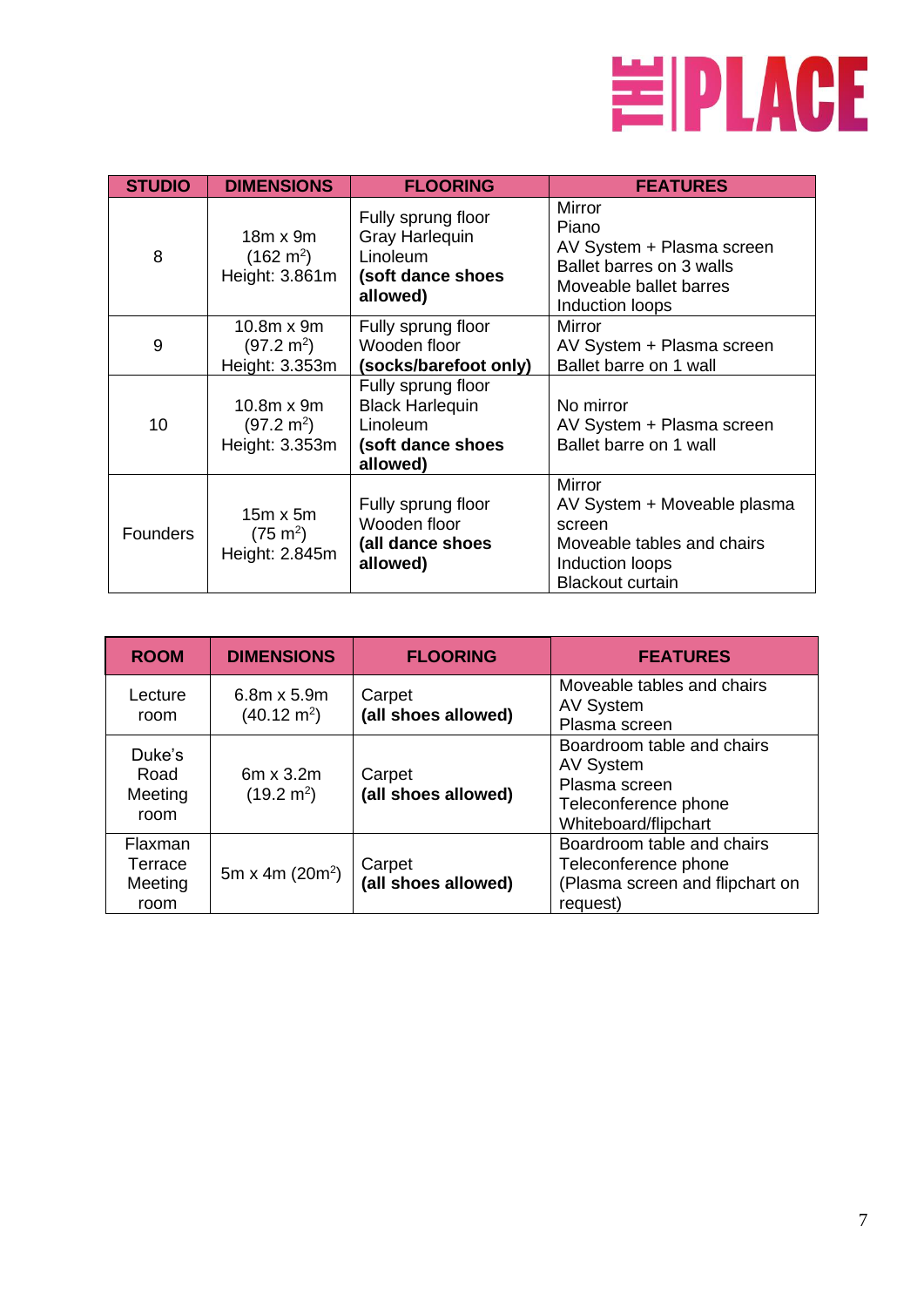| STUDIO | DIMENSIONS | FLOORING | FEATURES |
|---|---|---|---|
| 8 | 18m x 9m<br>(162 m$^2$)<br>Height: 3.861m | Fully sprung floor<br>Gray Harlequin Linoleum<br>**(soft dance shoes allowed)** | Mirror<br>Piano<br>AV System + Plasma screen<br>Ballet barres on 3 walls<br>Moveable ballet barres<br>Induction loops |
| 9 | 10.8m x 9m<br>(97.2 m$^2$)<br>Height: 3.353m | Fully sprung floor<br>Wooden floor<br>**(socks/barefoot only)** | Mirror<br>AV System + Plasma screen<br>Ballet barre on 1 wall |
| 10 | 10.8m x 9m<br>(97.2 m$^2$)<br>Height: 3.353m | Fully sprung floor<br>Black Harlequin Linoleum<br>**(soft dance shoes allowed)** | No mirror<br>AV System + Plasma screen<br>Ballet barre on 1 wall |
| Founders | 15m x 5m<br>(75 m$^2$)<br>Height: 2.845m | Fully sprung floor<br>Wooden floor<br>**(all dance shoes allowed)** | Mirror<br>AV System + Moveable plasma screen<br>Moveable tables and chairs<br>Induction loops<br>Blackout curtain |

| ROOM | DIMENSIONS | FLOORING | FEATURES |
|---|---|---|---|
| Lecture room | 6.8m x 5.9m<br>(40.12 m$^2$) | Carpet<br>**(all shoes allowed)** | Moveable tables and chairs<br>AV System<br>Plasma screen |
| Duke's Road Meeting room | 6m x 3.2m<br>(19.2 m$^2$) | Carpet<br>**(all shoes allowed)** | Boardroom table and chairs<br>AV System<br>Plasma screen<br>Teleconference phone<br>Whiteboard/flipchart |
| Flaxman Terrace Meeting room | 5m x 4m (20m$^2$) | Carpet<br>**(all shoes allowed)** | Boardroom table and chairs<br>Teleconference phone<br>(Plasma screen and flipchart on request) |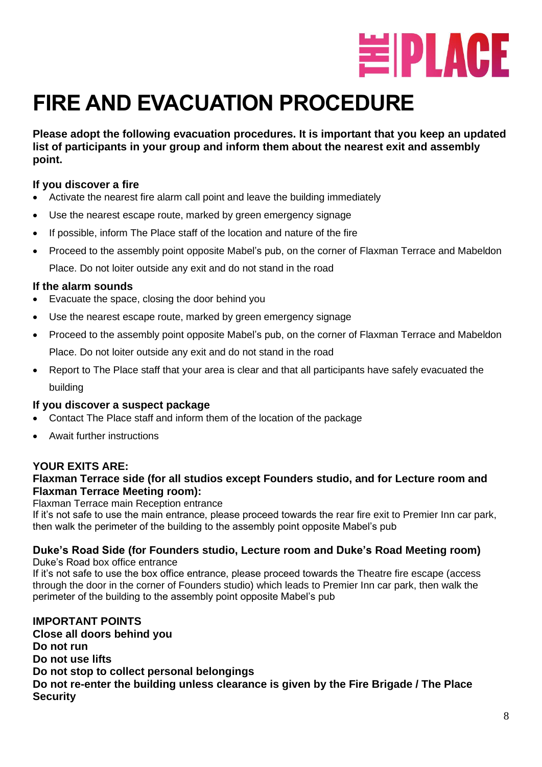# FIRE AND EVACUATION PROCEDURE

**Please adopt the following evacuation procedures. It is important that you keep an updated list of participants in your group and inform them about the nearest exit and assembly point.**

### If you discover a fire

- Activate the nearest fire alarm call point and leave the building immediately
- Use the nearest escape route, marked by green emergency signage
- If possible, inform The Place staff of the location and nature of the fire
- Proceed to the assembly point opposite Mabel's pub, on the corner of Flaxman Terrace and Mabeldon Place. Do not loiter outside any exit and do not stand in the road

### If the alarm sounds

- Evacuate the space, closing the door behind you
- Use the nearest escape route, marked by green emergency signage
- Proceed to the assembly point opposite Mabel's pub, on the corner of Flaxman Terrace and Mabeldon Place. Do not loiter outside any exit and do not stand in the road
- Report to The Place staff that your area is clear and that all participants have safely evacuated the building

### If you discover a suspect package

- Contact The Place staff and inform them of the location of the package
- Await further instructions

**YOUR EXITS ARE:**

**Flaxman Terrace side (for all studios except Founders studio, and for Lecture room and Flaxman Terrace Meeting room):**

Flaxman Terrace main Reception entrance

If it's not safe to use the main entrance, please proceed towards the rear fire exit to Premier Inn car park, then walk the perimeter of the building to the assembly point opposite Mabel's pub

**Duke's Road Side (for Founders studio, Lecture room and Duke's Road Meeting room)**

Duke's Road box office entrance

If it's not safe to use the box office entrance, please proceed towards the Theatre fire escape (access through the door in the corner of Founders studio) which leads to Premier Inn car park, then walk the perimeter of the building to the assembly point opposite Mabel's pub

**IMPORTANT POINTS**

**Close all doors behind you**

**Do not run**

**Do not use lifts**

**Do not stop to collect personal belongings**

**Do not re-enter the building unless clearance is given by the Fire Brigade / The Place Security**